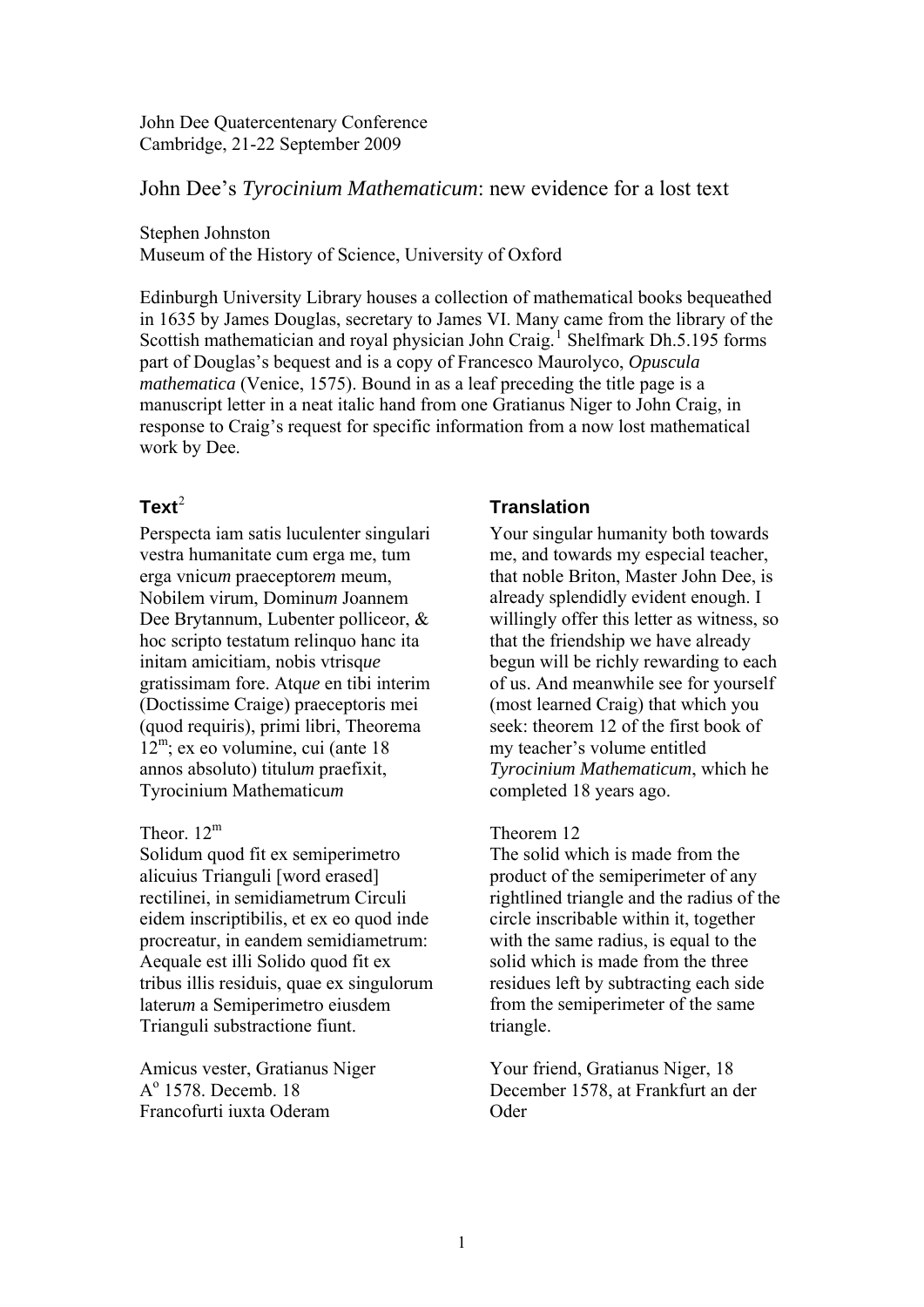John Dee Quatercentenary Conference
Cambridge, 21-22 September 2009

# John Dee's *Tyrocinium Mathematicum*: new evidence for a lost text

Stephen Johnston
Museum of the History of Science, University of Oxford

Edinburgh University Library houses a collection of mathematical books bequeathed in 1635 by James Douglas, secretary to James VI. Many came from the library of the Scottish mathematician and royal physician John Craig.[1] Shelfmark Dh.5.195 forms part of Douglas's bequest and is a copy of Francesco Maurolyco, *Opuscula mathematica* (Venice, 1575). Bound in as a leaf preceding the title page is a manuscript letter in a neat italic hand from one Gratianus Niger to John Craig, in response to Craig's request for specific information from a now lost mathematical work by Dee.

## Text[2]

Perspecta iam satis luculenter singulari vestra humanitate cum erga me, tum erga vnicu*m* praeceptore*m* meum, Nobilem virum, Dominu*m* Joannem Dee Brytannum, Lubenter polliceor, & hoc scripto testatum relinquo hanc ita initam amicitiam, nobis vtrisq*ue* gratissimam fore. Atq*ue* en tibi interim (Doctissime Craige) praeceptoris mei (quod requiris), primi libri, Theorema 12$^{m}$; ex eo volumine, cui (ante 18 annos absoluto) titulu*m* praefixit, Tyrocinium Mathematicu*m*

Theor. 12$^{m}$
Solidum quod fit ex semiperimetro alicuius Trianguli [word erased] rectilinei, in semidiametrum Circuli eidem inscriptibilis, et ex eo quod inde procreatur, in eandem semidiametrum: Aequale est illi Solido quod fit ex tribus illis residuis, quae ex singulorum lateru*m* a Semiperimetro eiusdem Trianguli substractione fiunt.

Amicus vester, Gratianus Niger
A$^{o}$ 1578. Decemb. 18
Francofurti iuxta Oderam

## Translation

Your singular humanity both towards me, and towards my especial teacher, that noble Briton, Master John Dee, is already splendidly evident enough. I willingly offer this letter as witness, so that the friendship we have already begun will be richly rewarding to each of us. And meanwhile see for yourself (most learned Craig) that which you seek: theorem 12 of the first book of my teacher's volume entitled *Tyrocinium Mathematicum*, which he completed 18 years ago.

Theorem 12
The solid which is made from the product of the semiperimeter of any rightlined triangle and the radius of the circle inscribable within it, together with the same radius, is equal to the solid which is made from the three residues left by subtracting each side from the semiperimeter of the same triangle.

Your friend, Gratianus Niger, 18 December 1578, at Frankfurt an der Oder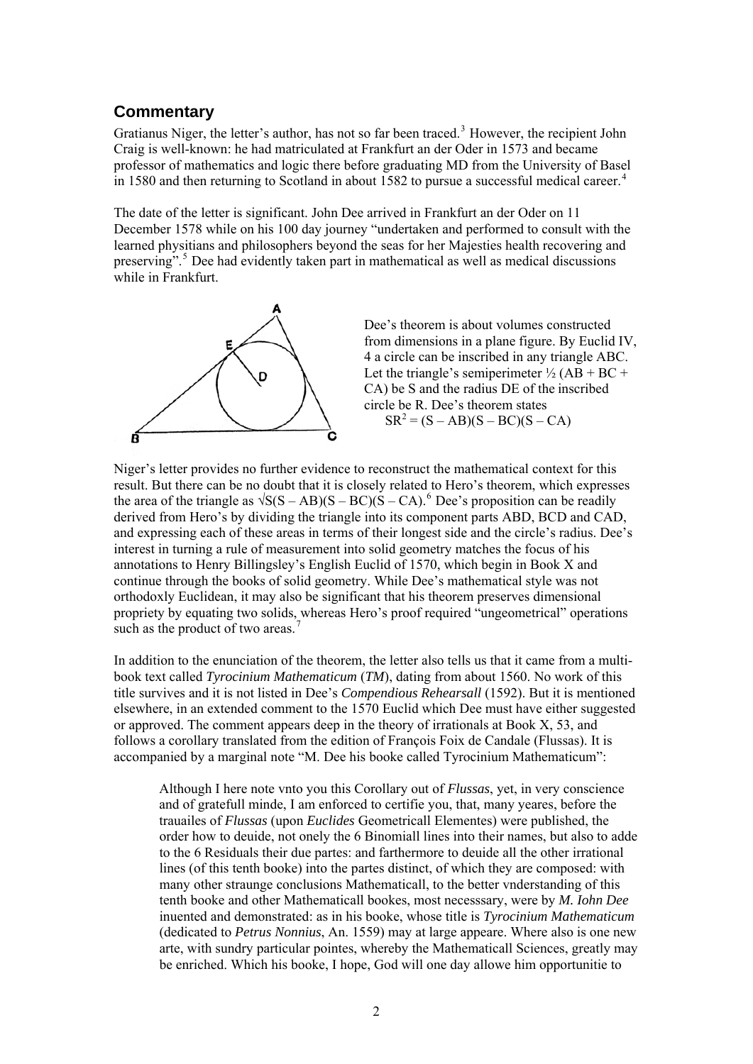## Commentary

Gratianus Niger, the letter's author, has not so far been traced.[3] However, the recipient John Craig is well-known: he had matriculated at Frankfurt an der Oder in 1573 and became professor of mathematics and logic there before graduating MD from the University of Basel in 1580 and then returning to Scotland in about 1582 to pursue a successful medical career.[4]

The date of the letter is significant. John Dee arrived in Frankfurt an der Oder on 11 December 1578 while on his 100 day journey "undertaken and performed to consult with the learned physitians and philosophers beyond the seas for her Majesties health recovering and preserving".[5] Dee had evidently taken part in mathematical as well as medical discussions while in Frankfurt.

Dee's theorem is about volumes constructed from dimensions in a plane figure. By Euclid IV, 4 a circle can be inscribed in any triangle ABC. Let the triangle's semiperimeter ½ (AB + BC + CA) be S and the radius DE of the inscribed circle be R. Dee's theorem states

$$SR^2 = (S - AB)(S - BC)(S - CA)$$

Niger's letter provides no further evidence to reconstruct the mathematical context for this result. But there can be no doubt that it is closely related to Hero's theorem, which expresses the area of the triangle as $\sqrt{S(S - AB)(S - BC)(S - CA)}$.[6] Dee's proposition can be readily derived from Hero's by dividing the triangle into its component parts ABD, BCD and CAD, and expressing each of these areas in terms of their longest side and the circle's radius. Dee's interest in turning a rule of measurement into solid geometry matches the focus of his annotations to Henry Billingsley's English Euclid of 1570, which begin in Book X and continue through the books of solid geometry. While Dee's mathematical style was not orthodoxly Euclidean, it may also be significant that his theorem preserves dimensional propriety by equating two solids, whereas Hero's proof required "ungeometrical" operations such as the product of two areas.[7]

In addition to the enunciation of the theorem, the letter also tells us that it came from a multi-book text called *Tyrocinium Mathematicum* (***TM***), dating from about 1560. No work of this title survives and it is not listed in Dee's *Compendious Rehearsall* (1592). But it is mentioned elsewhere, in an extended comment to the 1570 Euclid which Dee must have either suggested or approved. The comment appears deep in the theory of irrationals at Book X, 53, and follows a corollary translated from the edition of François Foix de Candale (Flussas). It is accompanied by a marginal note "M. Dee his booke called Tyrocinium Mathematicum":

> Although I here note vnto you this Corollary out of *Flussas*, yet, in very conscience and of gratefull minde, I am enforced to certifie you, that, many yeares, before the trauailes of *Flussas* (upon *Euclides* Geometricall Elementes) were published, the order how to deuide, not onely the 6 Binomiall lines into their names, but also to adde to the 6 Residuals their due partes: and farthermore to deuide all the other irrational lines (of this tenth booke) into the partes distinct, of which they are composed: with many other straunge conclusions Mathematicall, to the better vnderstanding of this tenth booke and other Mathematicall bookes, most necesssary, were by *M. Iohn Dee* inuented and demonstrated: as in his booke, whose title is *Tyrocinium Mathematicum* (dedicated to *Petrus Nonnius*, An. 1559) may at large appeare. Where also is one new arte, with sundry particular pointes, whereby the Mathematicall Sciences, greatly may be enriched. Which his booke, I hope, God will one day allowe him opportunitie to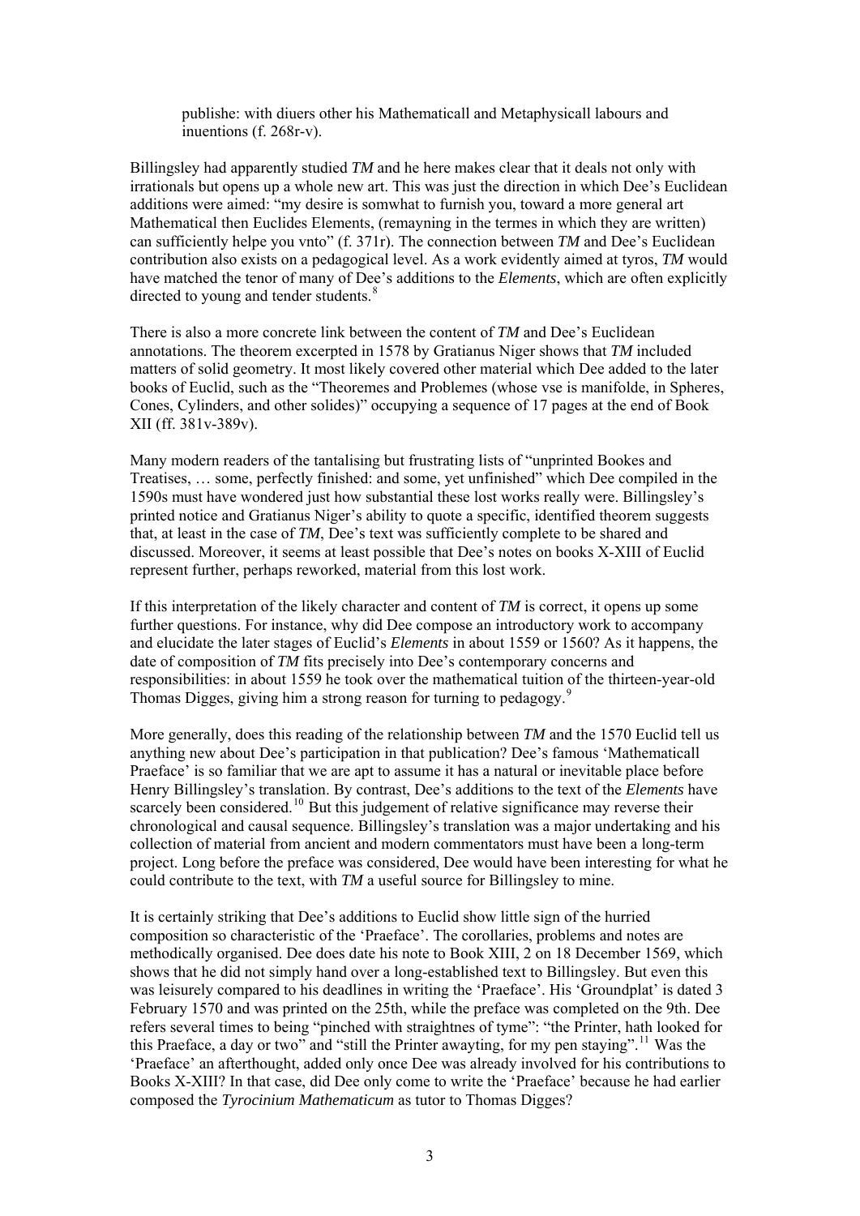> publishe: with diuers other his Mathematicall and Metaphysicall labours and inuentions (f. 268r-v).

Billingsley had apparently studied *TM* and he here makes clear that it deals not only with irrationals but opens up a whole new art. This was just the direction in which Dee's Euclidean additions were aimed: "my desire is somwhat to furnish you, toward a more general art Mathematical then Euclides Elements, (remayning in the termes in which they are written) can sufficiently helpe you vnto" (f. 371r). The connection between *TM* and Dee's Euclidean contribution also exists on a pedagogical level. As a work evidently aimed at tyros, *TM* would have matched the tenor of many of Dee's additions to the *Elements*, which are often explicitly directed to young and tender students.[8]

There is also a more concrete link between the content of *TM* and Dee's Euclidean annotations. The theorem excerpted in 1578 by Gratianus Niger shows that *TM* included matters of solid geometry. It most likely covered other material which Dee added to the later books of Euclid, such as the "Theoremes and Problemes (whose vse is manifolde, in Spheres, Cones, Cylinders, and other solides)" occupying a sequence of 17 pages at the end of Book XII (ff. 381v-389v).

Many modern readers of the tantalising but frustrating lists of "unprinted Bookes and Treatises, … some, perfectly finished: and some, yet unfinished" which Dee compiled in the 1590s must have wondered just how substantial these lost works really were. Billingsley's printed notice and Gratianus Niger's ability to quote a specific, identified theorem suggests that, at least in the case of *TM*, Dee's text was sufficiently complete to be shared and discussed. Moreover, it seems at least possible that Dee's notes on books X-XIII of Euclid represent further, perhaps reworked, material from this lost work.

If this interpretation of the likely character and content of *TM* is correct, it opens up some further questions. For instance, why did Dee compose an introductory work to accompany and elucidate the later stages of Euclid's *Elements* in about 1559 or 1560? As it happens, the date of composition of *TM* fits precisely into Dee's contemporary concerns and responsibilities: in about 1559 he took over the mathematical tuition of the thirteen-year-old Thomas Digges, giving him a strong reason for turning to pedagogy.[9]

More generally, does this reading of the relationship between *TM* and the 1570 Euclid tell us anything new about Dee's participation in that publication? Dee's famous 'Mathematicall Praeface' is so familiar that we are apt to assume it has a natural or inevitable place before Henry Billingsley's translation. By contrast, Dee's additions to the text of the *Elements* have scarcely been considered.[10] But this judgement of relative significance may reverse their chronological and causal sequence. Billingsley's translation was a major undertaking and his collection of material from ancient and modern commentators must have been a long-term project. Long before the preface was considered, Dee would have been interesting for what he could contribute to the text, with *TM* a useful source for Billingsley to mine.

It is certainly striking that Dee's additions to Euclid show little sign of the hurried composition so characteristic of the 'Praeface'. The corollaries, problems and notes are methodically organised. Dee does date his note to Book XIII, 2 on 18 December 1569, which shows that he did not simply hand over a long-established text to Billingsley. But even this was leisurely compared to his deadlines in writing the 'Praeface'. His 'Groundplat' is dated 3 February 1570 and was printed on the 25th, while the preface was completed on the 9th. Dee refers several times to being "pinched with straightnes of tyme": "the Printer, hath looked for this Praeface, a day or two" and "still the Printer awayting, for my pen staying".[11] Was the 'Praeface' an afterthought, added only once Dee was already involved for his contributions to Books X-XIII? In that case, did Dee only come to write the 'Praeface' because he had earlier composed the *Tyrocinium Mathematicum* as tutor to Thomas Digges?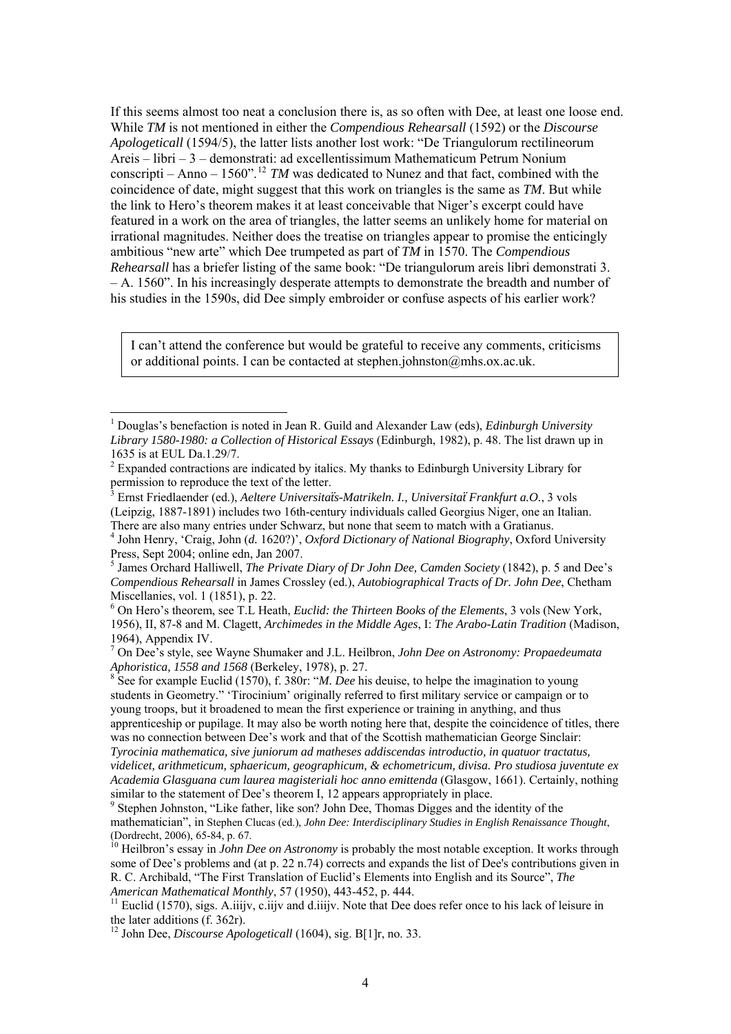If this seems almost too neat a conclusion there is, as so often with Dee, at least one loose end. While *TM* is not mentioned in either the *Compendious Rehearsall* (1592) or the *Discourse Apologeticall* (1594/5), the latter lists another lost work: "De Triangulorum rectilineorum Areis – libri – 3 – demonstrati: ad excellentissimum Mathematicum Petrum Nonium conscripti – Anno – 1560".[12] *TM* was dedicated to Nunez and that fact, combined with the coincidence of date, might suggest that this work on triangles is the same as *TM*. But while the link to Hero's theorem makes it at least conceivable that Niger's excerpt could have featured in a work on the area of triangles, the latter seems an unlikely home for material on irrational magnitudes. Neither does the treatise on triangles appear to promise the enticingly ambitious "new arte" which Dee trumpeted as part of *TM* in 1570. The *Compendious Rehearsall* has a briefer listing of the same book: "De triangulorum areis libri demonstrati 3. – A. 1560". In his increasingly desperate attempts to demonstrate the breadth and number of his studies in the 1590s, did Dee simply embroider or confuse aspects of his earlier work?

I can't attend the conference but would be grateful to receive any comments, criticisms or additional points. I can be contacted at stephen.johnston@mhs.ox.ac.uk.

---

[1] Douglas's benefaction is noted in Jean R. Guild and Alexander Law (eds), *Edinburgh University Library 1580-1980: a Collection of Historical Essays* (Edinburgh, 1982), p. 48. The list drawn up in 1635 is at EUL Da.1.29/7.

[2] Expanded contractions are indicated by italics. My thanks to Edinburgh University Library for permission to reproduce the text of the letter.

[3] Ernst Friedlaender (ed.), *Aeltere Universitaẗs-Matrikeln. I., Universitaẗ Frankfurt a.O.*, 3 vols (Leipzig, 1887-1891) includes two 16th-century individuals called Georgius Niger, one an Italian. There are also many entries under Schwarz, but none that seem to match with a Gratianus.

[4] John Henry, 'Craig, John (*d.* 1620?)', *Oxford Dictionary of National Biography*, Oxford University Press, Sept 2004; online edn, Jan 2007.

[5] James Orchard Halliwell, *The Private Diary of Dr John Dee, Camden Society* (1842), p. 5 and Dee's *Compendious Rehearsall* in James Crossley (ed.), *Autobiographical Tracts of Dr. John Dee*, Chetham Miscellanies, vol. 1 (1851), p. 22.

[6] On Hero's theorem, see T.L Heath, *Euclid: the Thirteen Books of the Elements*, 3 vols (New York, 1956), II, 87-8 and M. Clagett, *Archimedes in the Middle Ages*, I: *The Arabo-Latin Tradition* (Madison, 1964), Appendix IV.

[7] On Dee's style, see Wayne Shumaker and J.L. Heilbron, *John Dee on Astronomy: Propaedeumata Aphoristica, 1558 and 1568* (Berkeley, 1978), p. 27.

[8] See for example Euclid (1570), f. 380r: "*M. Dee* his deuise, to helpe the imagination to young students in Geometry." 'Tirocinium' originally referred to first military service or campaign or to young troops, but it broadened to mean the first experience or training in anything, and thus apprenticeship or pupilage. It may also be worth noting here that, despite the coincidence of titles, there was no connection between Dee's work and that of the Scottish mathematician George Sinclair: *Tyrocinia mathematica, sive juniorum ad matheses addiscendas introductio, in quatuor tractatus, videlicet, arithmeticum, sphaericum, geographicum, & echometricum, divisa. Pro studiosa juventute ex Academia Glasguana cum laurea magisteriali hoc anno emittenda* (Glasgow, 1661). Certainly, nothing similar to the statement of Dee's theorem I, 12 appears appropriately in place.

[9] Stephen Johnston, "Like father, like son? John Dee, Thomas Digges and the identity of the mathematician", in Stephen Clucas (ed.), *John Dee: Interdisciplinary Studies in English Renaissance Thought*, (Dordrecht, 2006), 65-84, p. 67.

[10] Heilbron's essay in *John Dee on Astronomy* is probably the most notable exception. It works through some of Dee's problems and (at p. 22 n.74) corrects and expands the list of Dee's contributions given in R. C. Archibald, "The First Translation of Euclid's Elements into English and its Source", *The American Mathematical Monthly*, 57 (1950), 443-452, p. 444.

[11] Euclid (1570), sigs. A.iiijv, c.iijv and d.iiijv. Note that Dee does refer once to his lack of leisure in the later additions (f. 362r).

[12] John Dee, *Discourse Apologeticall* (1604), sig. B[1]r, no. 33.